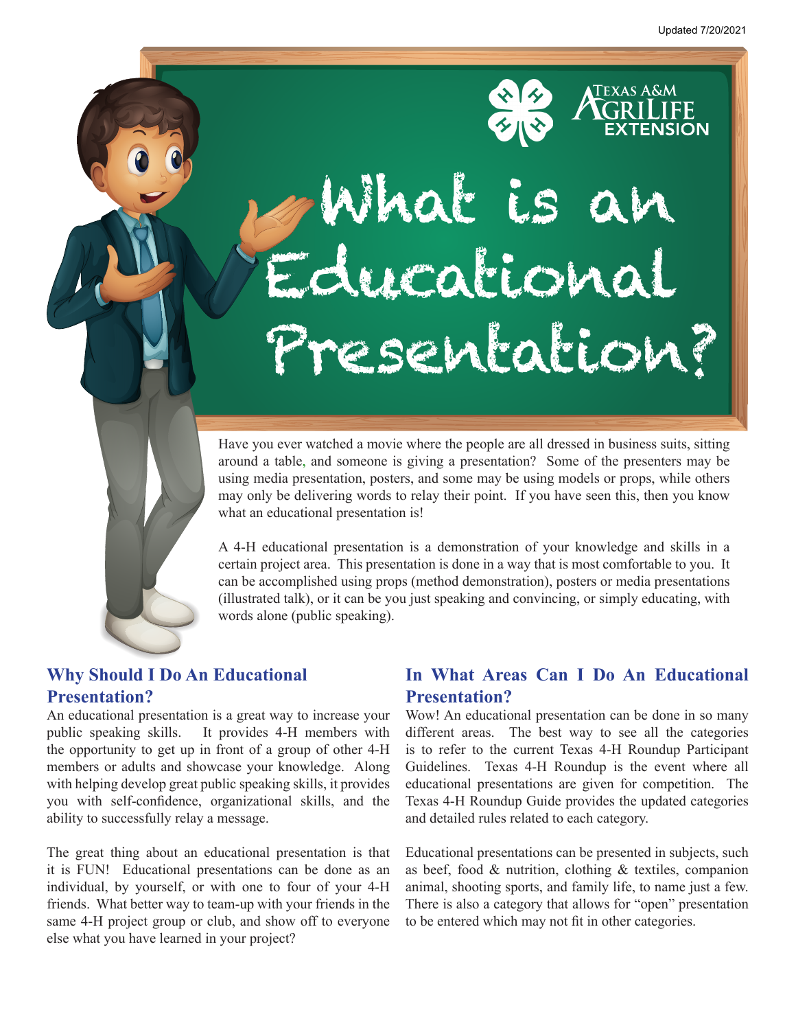Updated 7/20/2021

Texas A&M AgriLife Extension

# What is an Educational Presentation?

Have you ever watched a movie where the people are all dressed in business suits, sitting around a table, and someone is giving a presentation? Some of the presenters may be using media presentation, posters, and some may be using models or props, while others may only be delivering words to relay their point. If you have seen this, then you know what an educational presentation is!

A 4-H educational presentation is a demonstration of your knowledge and skills in a certain project area. This presentation is done in a way that is most comfortable to you. It can be accomplished using props (method demonstration), posters or media presentations (illustrated talk), or it can be you just speaking and convincing, or simply educating, with words alone (public speaking).

## Why Should I Do An Educational Presentation?

An educational presentation is a great way to increase your public speaking skills. It provides 4-H members with the opportunity to get up in front of a group of other 4-H members or adults and showcase your knowledge. Along with helping develop great public speaking skills, it provides you with self-confidence, organizational skills, and the ability to successfully relay a message.

The great thing about an educational presentation is that it is FUN! Educational presentations can be done as an individual, by yourself, or with one to four of your 4-H friends. What better way to team-up with your friends in the same 4-H project group or club, and show off to everyone else what you have learned in your project?

## In What Areas Can I Do An Educational Presentation?

Wow! An educational presentation can be done in so many different areas. The best way to see all the categories is to refer to the current Texas 4-H Roundup Participant Guidelines. Texas 4-H Roundup is the event where all educational presentations are given for competition. The Texas 4-H Roundup Guide provides the updated categories and detailed rules related to each category.

Educational presentations can be presented in subjects, such as beef, food & nutrition, clothing & textiles, companion animal, shooting sports, and family life, to name just a few. There is also a category that allows for "open" presentation to be entered which may not fit in other categories.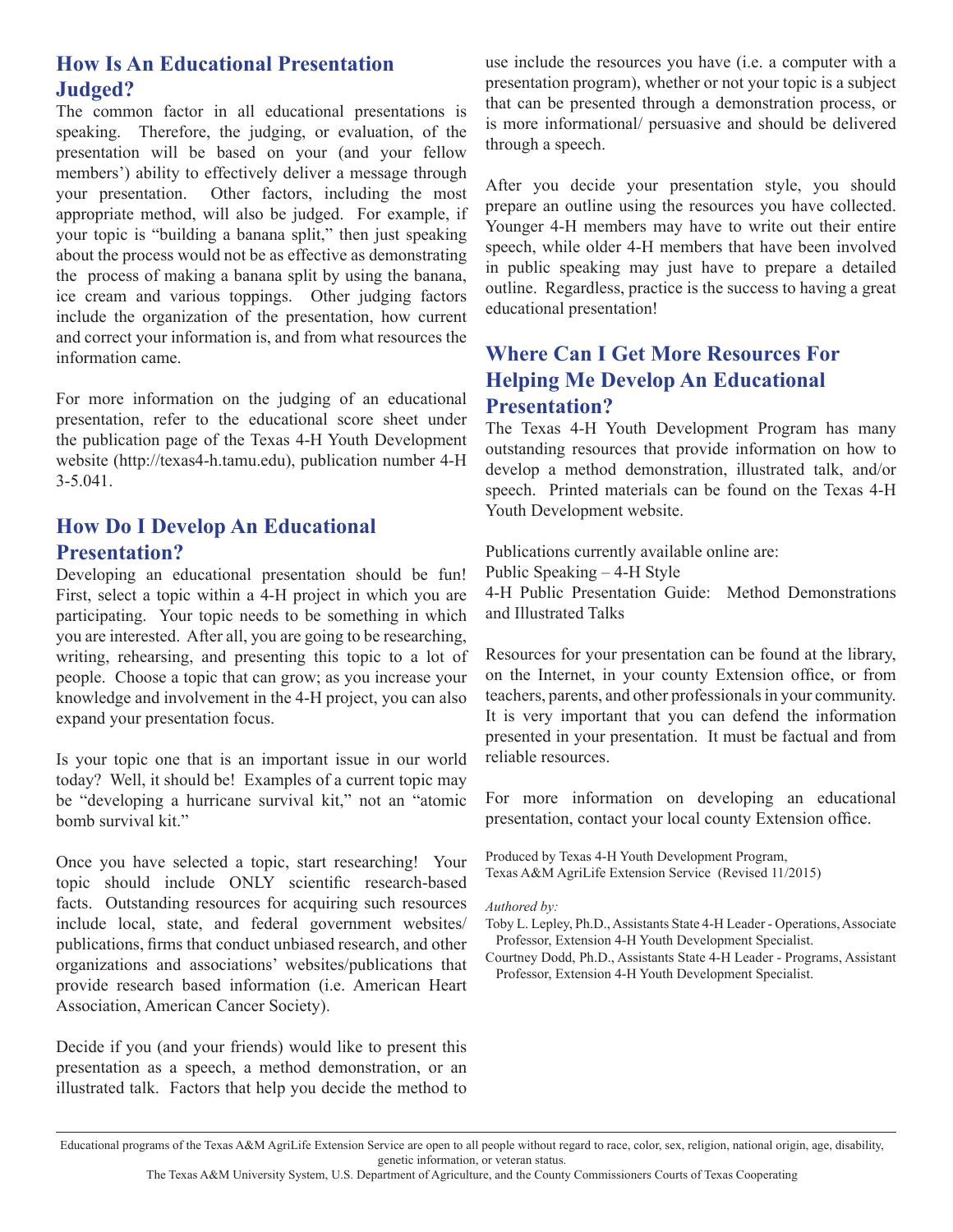## How Is An Educational Presentation Judged?

The common factor in all educational presentations is speaking. Therefore, the judging, or evaluation, of the presentation will be based on your (and your fellow members') ability to effectively deliver a message through your presentation. Other factors, including the most appropriate method, will also be judged. For example, if your topic is "building a banana split," then just speaking about the process would not be as effective as demonstrating the process of making a banana split by using the banana, ice cream and various toppings. Other judging factors include the organization of the presentation, how current and correct your information is, and from what resources the information came.

For more information on the judging of an educational presentation, refer to the educational score sheet under the publication page of the Texas 4-H Youth Development website (http://texas4-h.tamu.edu), publication number 4-H 3-5.041.

## How Do I Develop An Educational Presentation?

Developing an educational presentation should be fun! First, select a topic within a 4-H project in which you are participating. Your topic needs to be something in which you are interested. After all, you are going to be researching, writing, rehearsing, and presenting this topic to a lot of people. Choose a topic that can grow; as you increase your knowledge and involvement in the 4-H project, you can also expand your presentation focus.

Is your topic one that is an important issue in our world today? Well, it should be! Examples of a current topic may be "developing a hurricane survival kit," not an "atomic bomb survival kit."

Once you have selected a topic, start researching! Your topic should include ONLY scientific research-based facts. Outstanding resources for acquiring such resources include local, state, and federal government websites/ publications, firms that conduct unbiased research, and other organizations and associations' websites/publications that provide research based information (i.e. American Heart Association, American Cancer Society).

Decide if you (and your friends) would like to present this presentation as a speech, a method demonstration, or an illustrated talk. Factors that help you decide the method to use include the resources you have (i.e. a computer with a presentation program), whether or not your topic is a subject that can be presented through a demonstration process, or is more informational/ persuasive and should be delivered through a speech.

After you decide your presentation style, you should prepare an outline using the resources you have collected. Younger 4-H members may have to write out their entire speech, while older 4-H members that have been involved in public speaking may just have to prepare a detailed outline. Regardless, practice is the success to having a great educational presentation!

## Where Can I Get More Resources For Helping Me Develop An Educational Presentation?

The Texas 4-H Youth Development Program has many outstanding resources that provide information on how to develop a method demonstration, illustrated talk, and/or speech. Printed materials can be found on the Texas 4-H Youth Development website.

Publications currently available online are:
Public Speaking – 4-H Style
4-H Public Presentation Guide: Method Demonstrations and Illustrated Talks

Resources for your presentation can be found at the library, on the Internet, in your county Extension office, or from teachers, parents, and other professionals in your community. It is very important that you can defend the information presented in your presentation. It must be factual and from reliable resources.

For more information on developing an educational presentation, contact your local county Extension office.

Produced by Texas 4-H Youth Development Program,
Texas A&M AgriLife Extension Service (Revised 11/2015)

*Authored by:*

Toby L. Lepley, Ph.D., Assistants State 4-H Leader - Operations, Associate Professor, Extension 4-H Youth Development Specialist.

Courtney Dodd, Ph.D., Assistants State 4-H Leader - Programs, Assistant Professor, Extension 4-H Youth Development Specialist.

Educational programs of the Texas A&M AgriLife Extension Service are open to all people without regard to race, color, sex, religion, national origin, age, disability, genetic information, or veteran status.
The Texas A&M University System, U.S. Department of Agriculture, and the County Commissioners Courts of Texas Cooperating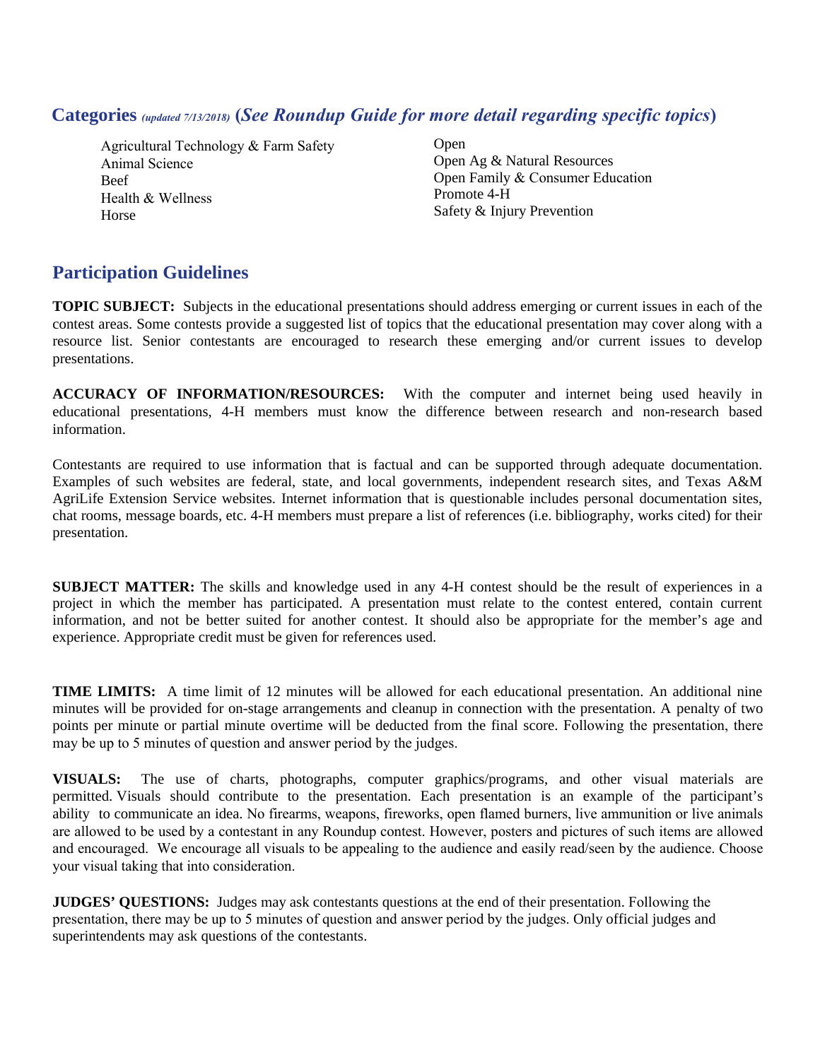## Categories *(updated 7/13/2018)* (*See Roundup Guide for more detail regarding specific topics*)

- Agricultural Technology & Farm Safety
- Animal Science
- Beef
- Health & Wellness
- Horse
- Open
- Open Ag & Natural Resources
- Open Family & Consumer Education
- Promote 4-H
- Safety & Injury Prevention

## Participation Guidelines

**TOPIC SUBJECT:** Subjects in the educational presentations should address emerging or current issues in each of the contest areas. Some contests provide a suggested list of topics that the educational presentation may cover along with a resource list. Senior contestants are encouraged to research these emerging and/or current issues to develop presentations.

**ACCURACY OF INFORMATION/RESOURCES:** With the computer and internet being used heavily in educational presentations, 4-H members must know the difference between research and non-research based information.

Contestants are required to use information that is factual and can be supported through adequate documentation. Examples of such websites are federal, state, and local governments, independent research sites, and Texas A&M AgriLife Extension Service websites. Internet information that is questionable includes personal documentation sites, chat rooms, message boards, etc. 4-H members must prepare a list of references (i.e. bibliography, works cited) for their presentation.

**SUBJECT MATTER:** The skills and knowledge used in any 4-H contest should be the result of experiences in a project in which the member has participated. A presentation must relate to the contest entered, contain current information, and not be better suited for another contest. It should also be appropriate for the member's age and experience. Appropriate credit must be given for references used.

**TIME LIMITS:** A time limit of 12 minutes will be allowed for each educational presentation. An additional nine minutes will be provided for on-stage arrangements and cleanup in connection with the presentation. A penalty of two points per minute or partial minute overtime will be deducted from the final score. Following the presentation, there may be up to 5 minutes of question and answer period by the judges.

**VISUALS:** The use of charts, photographs, computer graphics/programs, and other visual materials are permitted. Visuals should contribute to the presentation. Each presentation is an example of the participant's ability to communicate an idea. No firearms, weapons, fireworks, open flamed burners, live ammunition or live animals are allowed to be used by a contestant in any Roundup contest. However, posters and pictures of such items are allowed and encouraged. We encourage all visuals to be appealing to the audience and easily read/seen by the audience. Choose your visual taking that into consideration.

**JUDGES' QUESTIONS:** Judges may ask contestants questions at the end of their presentation. Following the presentation, there may be up to 5 minutes of question and answer period by the judges. Only official judges and superintendents may ask questions of the contestants.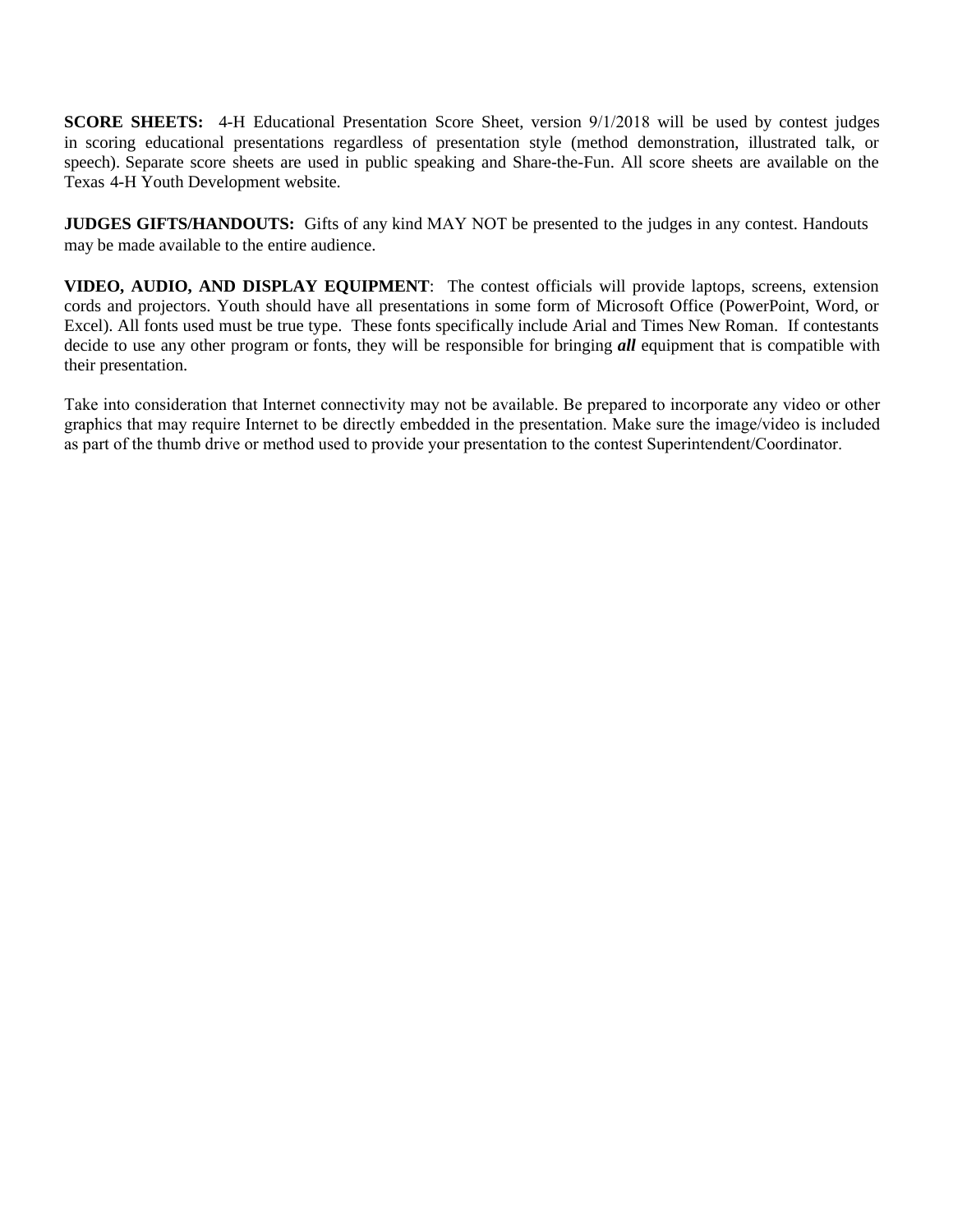**SCORE SHEETS:** 4-H Educational Presentation Score Sheet, version 9/1/2018 will be used by contest judges in scoring educational presentations regardless of presentation style (method demonstration, illustrated talk, or speech). Separate score sheets are used in public speaking and Share-the-Fun. All score sheets are available on the Texas 4-H Youth Development website.

**JUDGES GIFTS/HANDOUTS:** Gifts of any kind MAY NOT be presented to the judges in any contest. Handouts may be made available to the entire audience.

**VIDEO, AUDIO, AND DISPLAY EQUIPMENT**: The contest officials will provide laptops, screens, extension cords and projectors. Youth should have all presentations in some form of Microsoft Office (PowerPoint, Word, or Excel). All fonts used must be true type. These fonts specifically include Arial and Times New Roman. If contestants decide to use any other program or fonts, they will be responsible for bringing ***all*** equipment that is compatible with their presentation.

Take into consideration that Internet connectivity may not be available. Be prepared to incorporate any video or other graphics that may require Internet to be directly embedded in the presentation. Make sure the image/video is included as part of the thumb drive or method used to provide your presentation to the contest Superintendent/Coordinator.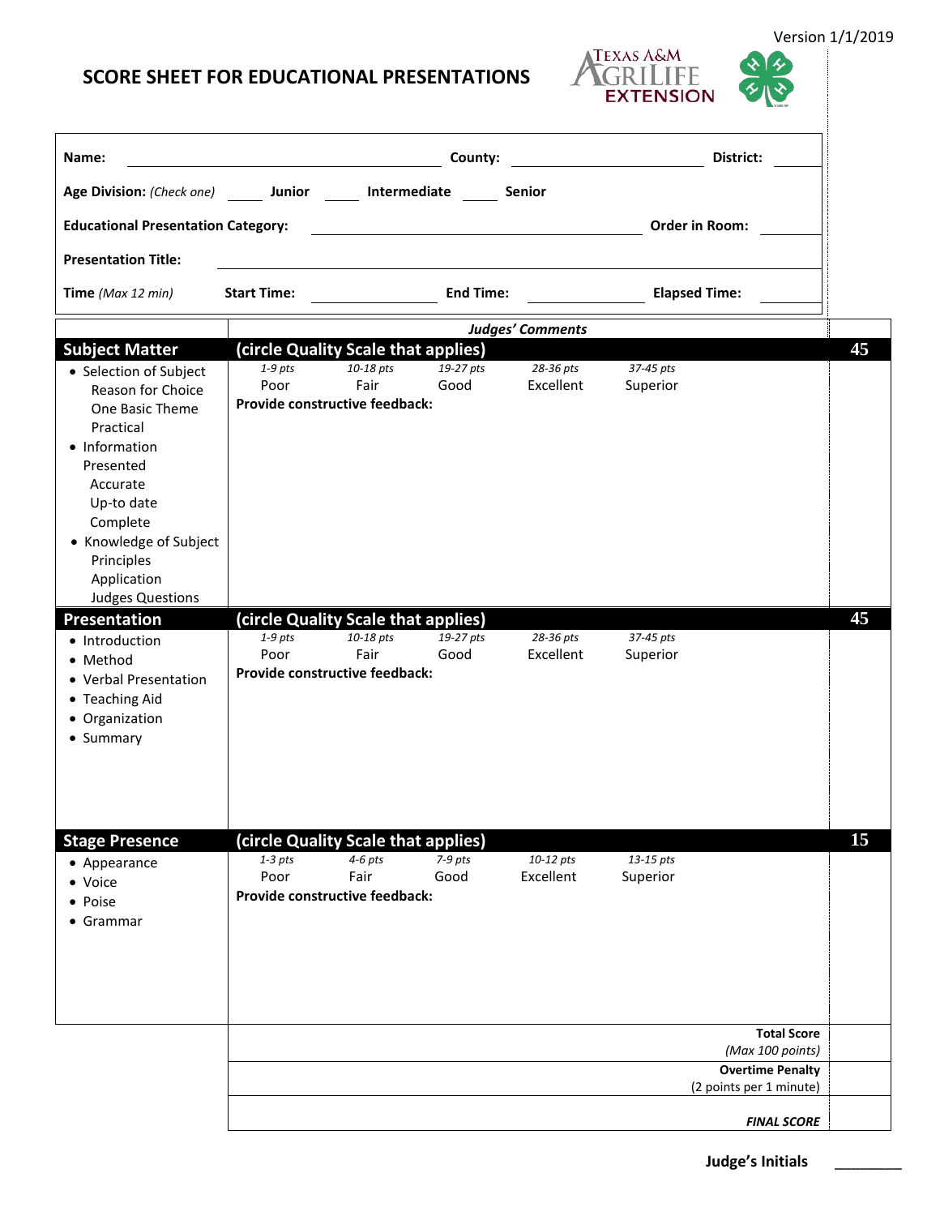Version 1/1/2019

# SCORE SHEET FOR EDUCATIONAL PRESENTATIONS

**Name:** ______________________ **County:** ______________________ **District:** ________

**Age Division:** *(Check one)* ____ **Junior** ____ **Intermediate** ____ **Senior**

**Educational Presentation Category:** ______________________ **Order in Room:** ________

**Presentation Title:** ______________________________________________

**Time** *(Max 12 min)* **Start Time:** __________ **End Time:** __________ **Elapsed Time:** ________

| | *Judges' Comments* | |
|---|---|---|
| **Subject Matter** | **(circle Quality Scale that applies)** | **45** |
| • Selection of Subject<br>Reason for Choice<br>One Basic Theme<br>Practical<br>• Information Presented<br>Accurate<br>Up-to date<br>Complete<br>• Knowledge of Subject<br>Principles<br>Application<br>Judges Questions | *1-9 pts* Poor · *10-18 pts* Fair · *19-27 pts* Good · *28-36 pts* Excellent · *37-45 pts* Superior<br>**Provide constructive feedback:** | |
| **Presentation** | **(circle Quality Scale that applies)** | **45** |
| • Introduction<br>• Method<br>• Verbal Presentation<br>• Teaching Aid<br>• Organization<br>• Summary | *1-9 pts* Poor · *10-18 pts* Fair · *19-27 pts* Good · *28-36 pts* Excellent · *37-45 pts* Superior<br>**Provide constructive feedback:** | |
| **Stage Presence** | **(circle Quality Scale that applies)** | **15** |
| • Appearance<br>• Voice<br>• Poise<br>• Grammar | *1-3 pts* Poor · *4-6 pts* Fair · *7-9 pts* Good · *10-12 pts* Excellent · *13-15 pts* Superior<br>**Provide constructive feedback:** | |
| | **Total Score** *(Max 100 points)* | |
| | **Overtime Penalty** (2 points per 1 minute) | |
| | ***FINAL SCORE*** | |

**Judge's Initials** ________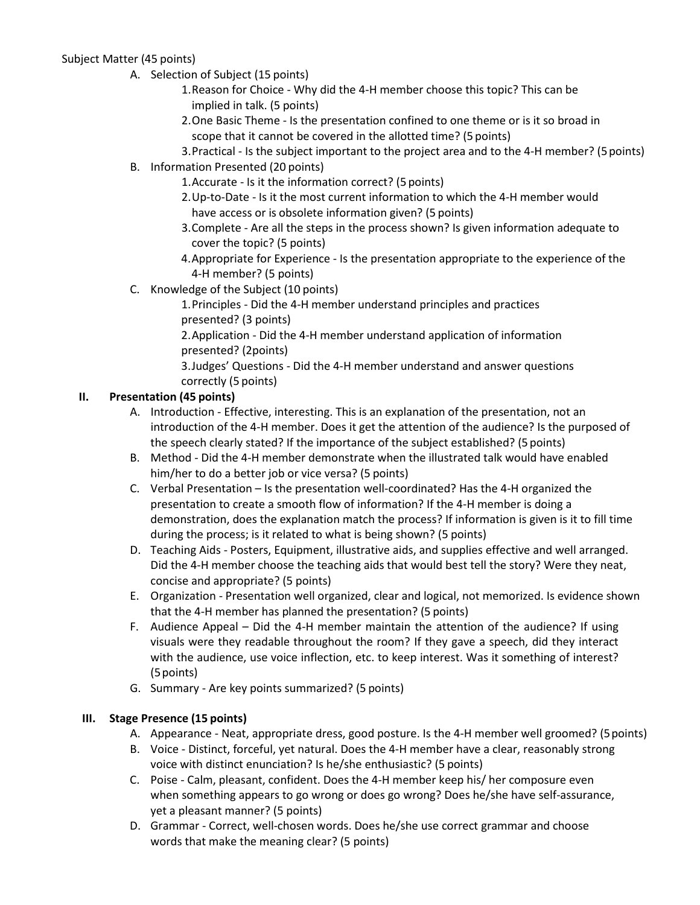Subject Matter (45 points)

A. Selection of Subject (15 points)
    1. Reason for Choice - Why did the 4-H member choose this topic? This can be implied in talk. (5 points)
    2. One Basic Theme - Is the presentation confined to one theme or is it so broad in scope that it cannot be covered in the allotted time? (5 points)
    3. Practical - Is the subject important to the project area and to the 4-H member? (5 points)
B. Information Presented (20 points)
    1. Accurate - Is it the information correct? (5 points)
    2. Up-to-Date - Is it the most current information to which the 4-H member would have access or is obsolete information given? (5 points)
    3. Complete - Are all the steps in the process shown? Is given information adequate to cover the topic? (5 points)
    4. Appropriate for Experience - Is the presentation appropriate to the experience of the 4-H member? (5 points)
C. Knowledge of the Subject (10 points)
    1. Principles - Did the 4-H member understand principles and practices presented? (3 points)
    2. Application - Did the 4-H member understand application of information presented? (2points)
    3. Judges' Questions - Did the 4-H member understand and answer questions correctly (5 points)

**II. Presentation (45 points)**

A. Introduction - Effective, interesting. This is an explanation of the presentation, not an introduction of the 4-H member. Does it get the attention of the audience? Is the purposed of the speech clearly stated? If the importance of the subject established? (5 points)
B. Method - Did the 4-H member demonstrate when the illustrated talk would have enabled him/her to do a better job or vice versa? (5 points)
C. Verbal Presentation – Is the presentation well-coordinated? Has the 4-H organized the presentation to create a smooth flow of information? If the 4-H member is doing a demonstration, does the explanation match the process? If information is given is it to fill time during the process; is it related to what is being shown? (5 points)
D. Teaching Aids - Posters, Equipment, illustrative aids, and supplies effective and well arranged. Did the 4-H member choose the teaching aids that would best tell the story? Were they neat, concise and appropriate? (5 points)
E. Organization - Presentation well organized, clear and logical, not memorized. Is evidence shown that the 4-H member has planned the presentation? (5 points)
F. Audience Appeal – Did the 4-H member maintain the attention of the audience? If using visuals were they readable throughout the room? If they gave a speech, did they interact with the audience, use voice inflection, etc. to keep interest. Was it something of interest? (5 points)
G. Summary - Are key points summarized? (5 points)

**III. Stage Presence (15 points)**

A. Appearance - Neat, appropriate dress, good posture. Is the 4-H member well groomed? (5 points)
B. Voice - Distinct, forceful, yet natural. Does the 4-H member have a clear, reasonably strong voice with distinct enunciation? Is he/she enthusiastic? (5 points)
C. Poise - Calm, pleasant, confident. Does the 4-H member keep his/ her composure even when something appears to go wrong or does go wrong? Does he/she have self-assurance, yet a pleasant manner? (5 points)
D. Grammar - Correct, well-chosen words. Does he/she use correct grammar and choose words that make the meaning clear? (5 points)